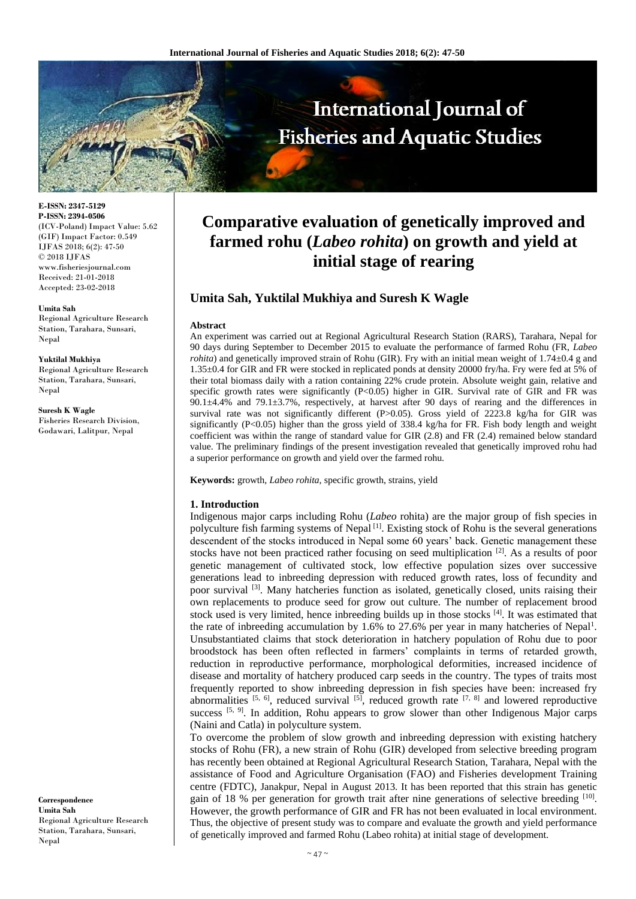E-ISSN: 2347-5129
P-ISSN: 2394-0506
(ICV-Poland) Impact Value: 5.62
(GIF) Impact Factor: 0.549
IJFAS 2018; 6(2): 47-50
© 2018 IJFAS
www.fisheriesjournal.com
Received: 21-01-2018
Accepted: 23-02-2018

**Umita Sah**
Regional Agriculture Research Station, Tarahara, Sunsari, Nepal

**Yuktilal Mukhiya**
Regional Agriculture Research Station, Tarahara, Sunsari, Nepal

**Suresh K Wagle**
Fisheries Research Division, Godawari, Lalitpur, Nepal

**Correspondence**
**Umita Sah**
Regional Agriculture Research Station, Tarahara, Sunsari, Nepal

# Comparative evaluation of genetically improved and farmed rohu (*Labeo rohita*) on growth and yield at initial stage of rearing

## Umita Sah, Yuktilal Mukhiya and Suresh K Wagle

### Abstract

An experiment was carried out at Regional Agricultural Research Station (RARS), Tarahara, Nepal for 90 days during September to December 2015 to evaluate the performance of farmed Rohu (FR, *Labeo rohita*) and genetically improved strain of Rohu (GIR). Fry with an initial mean weight of 1.74±0.4 g and 1.35±0.4 for GIR and FR were stocked in replicated ponds at density 20000 fry/ha. Fry were fed at 5% of their total biomass daily with a ration containing 22% crude protein. Absolute weight gain, relative and specific growth rates were significantly ($P<0.05$) higher in GIR. Survival rate of GIR and FR was 90.1±4.4% and 79.1±3.7%, respectively, at harvest after 90 days of rearing and the differences in survival rate was not significantly different ($P>0.05$). Gross yield of 2223.8 kg/ha for GIR was significantly ($P<0.05$) higher than the gross yield of 338.4 kg/ha for FR. Fish body length and weight coefficient was within the range of standard value for GIR (2.8) and FR (2.4) remained below standard value. The preliminary findings of the present investigation revealed that genetically improved rohu had a superior performance on growth and yield over the farmed rohu.

**Keywords:** growth, *Labeo rohita*, specific growth, strains, yield

### 1. Introduction

Indigenous major carps including Rohu (*Labeo* rohita) are the major group of fish species in polyculture fish farming systems of Nepal [1]. Existing stock of Rohu is the several generations descendent of the stocks introduced in Nepal some 60 years' back. Genetic management these stocks have not been practiced rather focusing on seed multiplication [2]. As a results of poor genetic management of cultivated stock, low effective population sizes over successive generations lead to inbreeding depression with reduced growth rates, loss of fecundity and poor survival [3]. Many hatcheries function as isolated, genetically closed, units raising their own replacements to produce seed for grow out culture. The number of replacement brood stock used is very limited, hence inbreeding builds up in those stocks [4]. It was estimated that the rate of inbreeding accumulation by 1.6% to 27.6% per year in many hatcheries of Nepal[1]. Unsubstantiated claims that stock deterioration in hatchery population of Rohu due to poor broodstock has been often reflected in farmers' complaints in terms of retarded growth, reduction in reproductive performance, morphological deformities, increased incidence of disease and mortality of hatchery produced carp seeds in the country. The types of traits most frequently reported to show inbreeding depression in fish species have been: increased fry abnormalities [5, 6], reduced survival [5], reduced growth rate [7, 8] and lowered reproductive success [5, 9]. In addition, Rohu appears to grow slower than other Indigenous Major carps (Naini and Catla) in polyculture system.

To overcome the problem of slow growth and inbreeding depression with existing hatchery stocks of Rohu (FR), a new strain of Rohu (GIR) developed from selective breeding program has recently been obtained at Regional Agricultural Research Station, Tarahara, Nepal with the assistance of Food and Agriculture Organisation (FAO) and Fisheries development Training centre (FDTC), Janakpur, Nepal in August 2013. It has been reported that this strain has genetic gain of 18 % per generation for growth trait after nine generations of selective breeding [10]. However, the growth performance of GIR and FR has not been evaluated in local environment. Thus, the objective of present study was to compare and evaluate the growth and yield performance of genetically improved and farmed Rohu (Labeo rohita) at initial stage of development.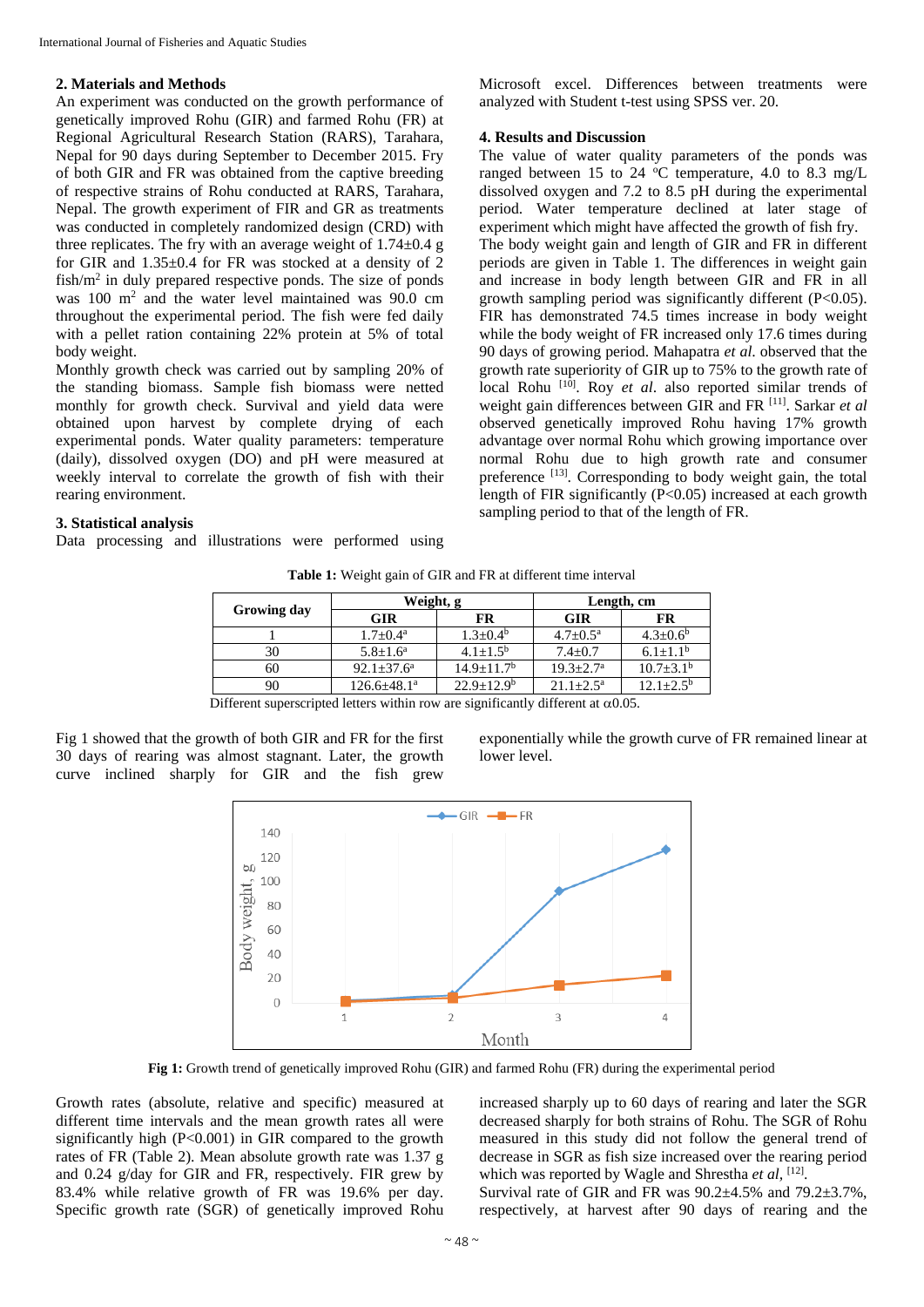## 2. Materials and Methods

An experiment was conducted on the growth performance of genetically improved Rohu (GIR) and farmed Rohu (FR) at Regional Agricultural Research Station (RARS), Tarahara, Nepal for 90 days during September to December 2015. Fry of both GIR and FR was obtained from the captive breeding of respective strains of Rohu conducted at RARS, Tarahara, Nepal. The growth experiment of FIR and GR as treatments was conducted in completely randomized design (CRD) with three replicates. The fry with an average weight of 1.74±0.4 g for GIR and 1.35±0.4 for FR was stocked at a density of 2 fish/m$^2$ in duly prepared respective ponds. The size of ponds was 100 m$^2$ and the water level maintained was 90.0 cm throughout the experimental period. The fish were fed daily with a pellet ration containing 22% protein at 5% of total body weight.

Monthly growth check was carried out by sampling 20% of the standing biomass. Sample fish biomass were netted monthly for growth check. Survival and yield data were obtained upon harvest by complete drying of each experimental ponds. Water quality parameters: temperature (daily), dissolved oxygen (DO) and pH were measured at weekly interval to correlate the growth of fish with their rearing environment.

## 3. Statistical analysis

Data processing and illustrations were performed using Microsoft excel. Differences between treatments were analyzed with Student t-test using SPSS ver. 20.

## 4. Results and Discussion

The value of water quality parameters of the ponds was ranged between 15 to 24 °C temperature, 4.0 to 8.3 mg/L dissolved oxygen and 7.2 to 8.5 pH during the experimental period. Water temperature declined at later stage of experiment which might have affected the growth of fish fry.

The body weight gain and length of GIR and FR in different periods are given in Table 1. The differences in weight gain and increase in body length between GIR and FR in all growth sampling period was significantly different ($P<0.05$). FIR has demonstrated 74.5 times increase in body weight while the body weight of FR increased only 17.6 times during 90 days of growing period. Mahapatra *et al*. observed that the growth rate superiority of GIR up to 75% to the growth rate of local Rohu [10]. Roy *et al*. also reported similar trends of weight gain differences between GIR and FR [11]. Sarkar *et al* observed genetically improved Rohu having 17% growth advantage over normal Rohu which growing importance over normal Rohu due to high growth rate and consumer preference [13]. Corresponding to body weight gain, the total length of FIR significantly ($P<0.05$) increased at each growth sampling period to that of the length of FR.

**Table 1:** Weight gain of GIR and FR at different time interval

| Growing day | Weight, g | | Length, cm | |
|---|---|---|---|---|
| | GIR | FR | GIR | FR |
| 1 | 1.7±0.4$^a$ | 1.3±0.4$^b$ | 4.7±0.5$^a$ | 4.3±0.6$^b$ |
| 30 | 5.8±1.6$^a$ | 4.1±1.5$^b$ | 7.4±0.7 | 6.1±1.1$^b$ |
| 60 | 92.1±37.6$^a$ | 14.9±11.7$^b$ | 19.3±2.7$^a$ | 10.7±3.1$^b$ |
| 90 | 126.6±48.1$^a$ | 22.9±12.9$^b$ | 21.1±2.5$^a$ | 12.1±2.5$^b$ |

Different superscripted letters within row are significantly different at $\alpha$0.05.

Fig 1 showed that the growth of both GIR and FR for the first 30 days of rearing was almost stagnant. Later, the growth curve inclined sharply for GIR and the fish grew exponentially while the growth curve of FR remained linear at lower level.

**Fig 1:** Growth trend of genetically improved Rohu (GIR) and farmed Rohu (FR) during the experimental period

Growth rates (absolute, relative and specific) measured at different time intervals and the mean growth rates all were significantly high ($P<0.001$) in GIR compared to the growth rates of FR (Table 2). Mean absolute growth rate was 1.37 g and 0.24 g/day for GIR and FR, respectively. FIR grew by 83.4% while relative growth of FR was 19.6% per day. Specific growth rate (SGR) of genetically improved Rohu increased sharply up to 60 days of rearing and later the SGR decreased sharply for both strains of Rohu. The SGR of Rohu measured in this study did not follow the general trend of decrease in SGR as fish size increased over the rearing period which was reported by Wagle and Shrestha *et al*, [12].

Survival rate of GIR and FR was 90.2±4.5% and 79.2±3.7%, respectively, at harvest after 90 days of rearing and the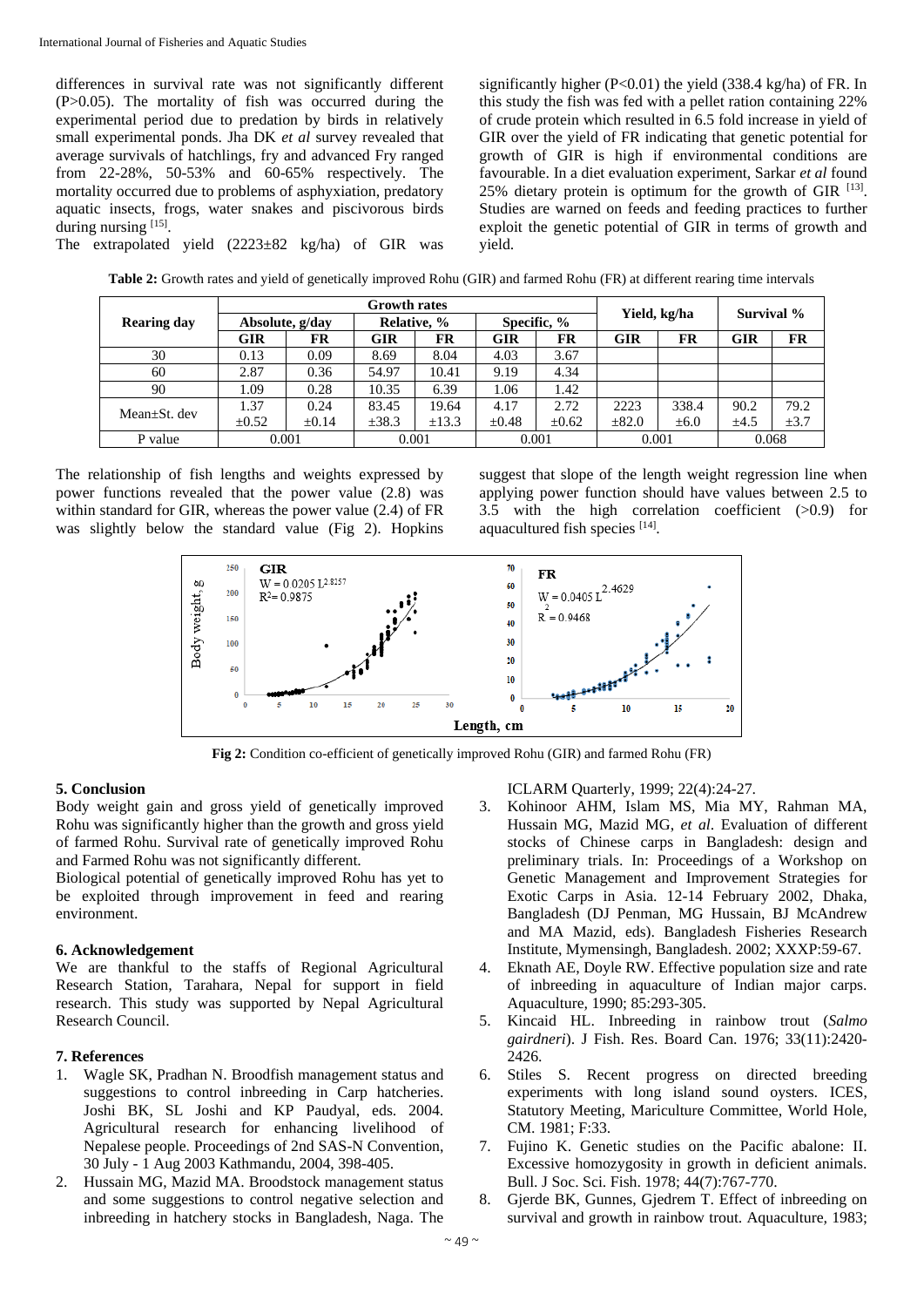differences in survival rate was not significantly different (P>0.05). The mortality of fish was occurred during the experimental period due to predation by birds in relatively small experimental ponds. Jha DK *et al* survey revealed that average survivals of hatchlings, fry and advanced Fry ranged from 22-28%, 50-53% and 60-65% respectively. The mortality occurred due to problems of asphyxiation, predatory aquatic insects, frogs, water snakes and piscivorous birds during nursing [15].

The extrapolated yield (2223±82 kg/ha) of GIR was significantly higher (P<0.01) the yield (338.4 kg/ha) of FR. In this study the fish was fed with a pellet ration containing 22% of crude protein which resulted in 6.5 fold increase in yield of GIR over the yield of FR indicating that genetic potential for growth of GIR is high if environmental conditions are favourable. In a diet evaluation experiment, Sarkar *et al* found 25% dietary protein is optimum for the growth of GIR [13]. Studies are warned on feeds and feeding practices to further exploit the genetic potential of GIR in terms of growth and yield.

**Table 2:** Growth rates and yield of genetically improved Rohu (GIR) and farmed Rohu (FR) at different rearing time intervals

| Rearing day | Growth rates | | | | | | Yield, kg/ha | | Survival % | |
|---|---|---|---|---|---|---|---|---|---|---|
| | Absolute, g/day | | Relative, % | | Specific, % | | | | | |
| | GIR | FR | GIR | FR | GIR | FR | GIR | FR | GIR | FR |
| 30 | 0.13 | 0.09 | 8.69 | 8.04 | 4.03 | 3.67 | | | | |
| 60 | 2.87 | 0.36 | 54.97 | 10.41 | 9.19 | 4.34 | | | | |
| 90 | 1.09 | 0.28 | 10.35 | 6.39 | 1.06 | 1.42 | | | | |
| Mean±St. dev | 1.37 ±0.52 | 0.24 ±0.14 | 83.45 ±38.3 | 19.64 ±13.3 | 4.17 ±0.48 | 2.72 ±0.62 | 2223 ±82.0 | 338.4 ±6.0 | 90.2 ±4.5 | 79.2 ±3.7 |
| P value | 0.001 | | 0.001 | | 0.001 | | 0.001 | | 0.068 | |

The relationship of fish lengths and weights expressed by power functions revealed that the power value (2.8) was within standard for GIR, whereas the power value (2.4) of FR was slightly below the standard value (Fig 2). Hopkins suggest that slope of the length weight regression line when applying power function should have values between 2.5 to 3.5 with the high correlation coefficient (>0.9) for aquacultured fish species [14].

**Fig 2:** Condition co-efficient of genetically improved Rohu (GIR) and farmed Rohu (FR)

## 5. Conclusion

Body weight gain and gross yield of genetically improved Rohu was significantly higher than the growth and gross yield of farmed Rohu. Survival rate of genetically improved Rohu and Farmed Rohu was not significantly different.

Biological potential of genetically improved Rohu has yet to be exploited through improvement in feed and rearing environment.

## 6. Acknowledgement

We are thankful to the staffs of Regional Agricultural Research Station, Tarahara, Nepal for support in field research. This study was supported by Nepal Agricultural Research Council.

## 7. References

1. Wagle SK, Pradhan N. Broodfish management status and suggestions to control inbreeding in Carp hatcheries. Joshi BK, SL Joshi and KP Paudyal, eds. 2004. Agricultural research for enhancing livelihood of Nepalese people. Proceedings of 2nd SAS-N Convention, 30 July - 1 Aug 2003 Kathmandu, 2004, 398-405.
2. Hussain MG, Mazid MA. Broodstock management status and some suggestions to control negative selection and inbreeding in hatchery stocks in Bangladesh, Naga. The ICLARM Quarterly, 1999; 22(4):24-27.
3. Kohinoor AHM, Islam MS, Mia MY, Rahman MA, Hussain MG, Mazid MG, *et al*. Evaluation of different stocks of Chinese carps in Bangladesh: design and preliminary trials. In: Proceedings of a Workshop on Genetic Management and Improvement Strategies for Exotic Carps in Asia. 12-14 February 2002, Dhaka, Bangladesh (DJ Penman, MG Hussain, BJ McAndrew and MA Mazid, eds). Bangladesh Fisheries Research Institute, Mymensingh, Bangladesh. 2002; XXXP:59-67.
4. Eknath AE, Doyle RW. Effective population size and rate of inbreeding in aquaculture of Indian major carps. Aquaculture, 1990; 85:293-305.
5. Kincaid HL. Inbreeding in rainbow trout (*Salmo gairdneri*). J Fish. Res. Board Can. 1976; 33(11):2420-2426.
6. Stiles S. Recent progress on directed breeding experiments with long island sound oysters. ICES, Statutory Meeting, Mariculture Committee, World Hole, CM. 1981; F:33.
7. Fujino K. Genetic studies on the Pacific abalone: II. Excessive homozygosity in growth in deficient animals. Bull. J Soc. Sci. Fish. 1978; 44(7):767-770.
8. Gjerde BK, Gunnes, Gjedrem T. Effect of inbreeding on survival and growth in rainbow trout. Aquaculture, 1983;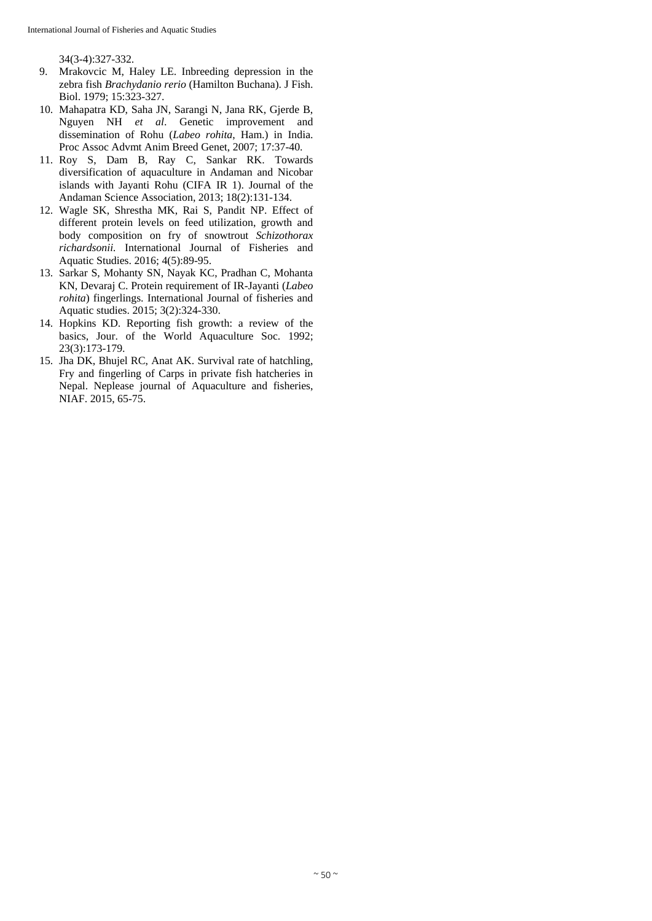34(3-4):327-332.

9. Mrakovcic M, Haley LE. Inbreeding depression in the zebra fish *Brachydanio rerio* (Hamilton Buchana). J Fish. Biol. 1979; 15:323-327.
10. Mahapatra KD, Saha JN, Sarangi N, Jana RK, Gjerde B, Nguyen NH *et al*. Genetic improvement and dissemination of Rohu (*Labeo rohita*, Ham.) in India. Proc Assoc Advmt Anim Breed Genet, 2007; 17:37-40.
11. Roy S, Dam B, Ray C, Sankar RK. Towards diversification of aquaculture in Andaman and Nicobar islands with Jayanti Rohu (CIFA IR 1). Journal of the Andaman Science Association, 2013; 18(2):131-134.
12. Wagle SK, Shrestha MK, Rai S, Pandit NP. Effect of different protein levels on feed utilization, growth and body composition on fry of snowtrout *Schizothorax richardsonii.* International Journal of Fisheries and Aquatic Studies. 2016; 4(5):89-95.
13. Sarkar S, Mohanty SN, Nayak KC, Pradhan C, Mohanta KN, Devaraj C. Protein requirement of IR-Jayanti (*Labeo rohita*) fingerlings. International Journal of fisheries and Aquatic studies. 2015; 3(2):324-330.
14. Hopkins KD. Reporting fish growth: a review of the basics, Jour. of the World Aquaculture Soc. 1992; 23(3):173-179.
15. Jha DK, Bhujel RC, Anat AK. Survival rate of hatchling, Fry and fingerling of Carps in private fish hatcheries in Nepal. Neplease journal of Aquaculture and fisheries, NIAF. 2015, 65-75.